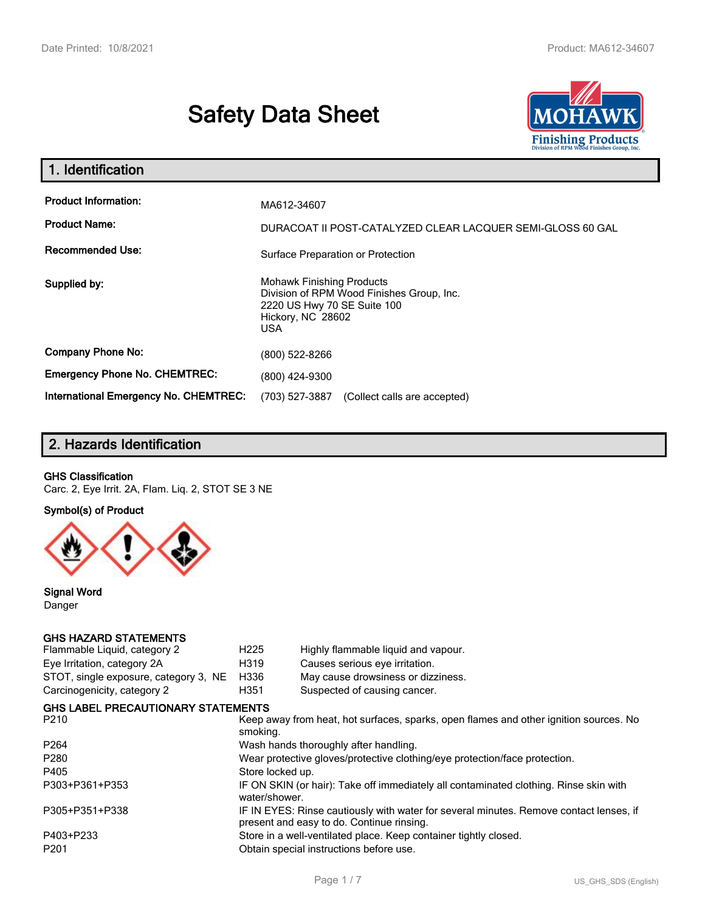# Safety Data Sheet

## 1. Identification

| | |
|---|---|
| **Product Information:** | MA612-34607 |
| **Product Name:** | DURACOAT II POST-CATALYZED CLEAR LACQUER SEMI-GLOSS 60 GAL |
| **Recommended Use:** | Surface Preparation or Protection |
| **Supplied by:** | Mohawk Finishing Products<br>Division of RPM Wood Finishes Group, Inc.<br>2220 US Hwy 70 SE Suite 100<br>Hickory, NC 28602<br>USA |
| **Company Phone No:** | (800) 522-8266 |
| **Emergency Phone No. CHEMTREC:** | (800) 424-9300 |
| **International Emergency No. CHEMTREC:** | (703) 527-3887 (Collect calls are accepted) |

## 2. Hazards Identification

**GHS Classification**

Carc. 2, Eye Irrit. 2A, Flam. Liq. 2, STOT SE 3 NE

**Symbol(s) of Product**

**Signal Word**

Danger

**GHS HAZARD STATEMENTS**

| | | |
|---|---|---|
| Flammable Liquid, category 2 | H225 | Highly flammable liquid and vapour. |
| Eye Irritation, category 2A | H319 | Causes serious eye irritation. |
| STOT, single exposure, category 3, NE | H336 | May cause drowsiness or dizziness. |
| Carcinogenicity, category 2 | H351 | Suspected of causing cancer. |

**GHS LABEL PRECAUTIONARY STATEMENTS**

| | |
|---|---|
| P210 | Keep away from heat, hot surfaces, sparks, open flames and other ignition sources. No smoking. |
| P264 | Wash hands thoroughly after handling. |
| P280 | Wear protective gloves/protective clothing/eye protection/face protection. |
| P405 | Store locked up. |
| P303+P361+P353 | IF ON SKIN (or hair): Take off immediately all contaminated clothing. Rinse skin with water/shower. |
| P305+P351+P338 | IF IN EYES: Rinse cautiously with water for several minutes. Remove contact lenses, if present and easy to do. Continue rinsing. |
| P403+P233 | Store in a well-ventilated place. Keep container tightly closed. |
| P201 | Obtain special instructions before use. |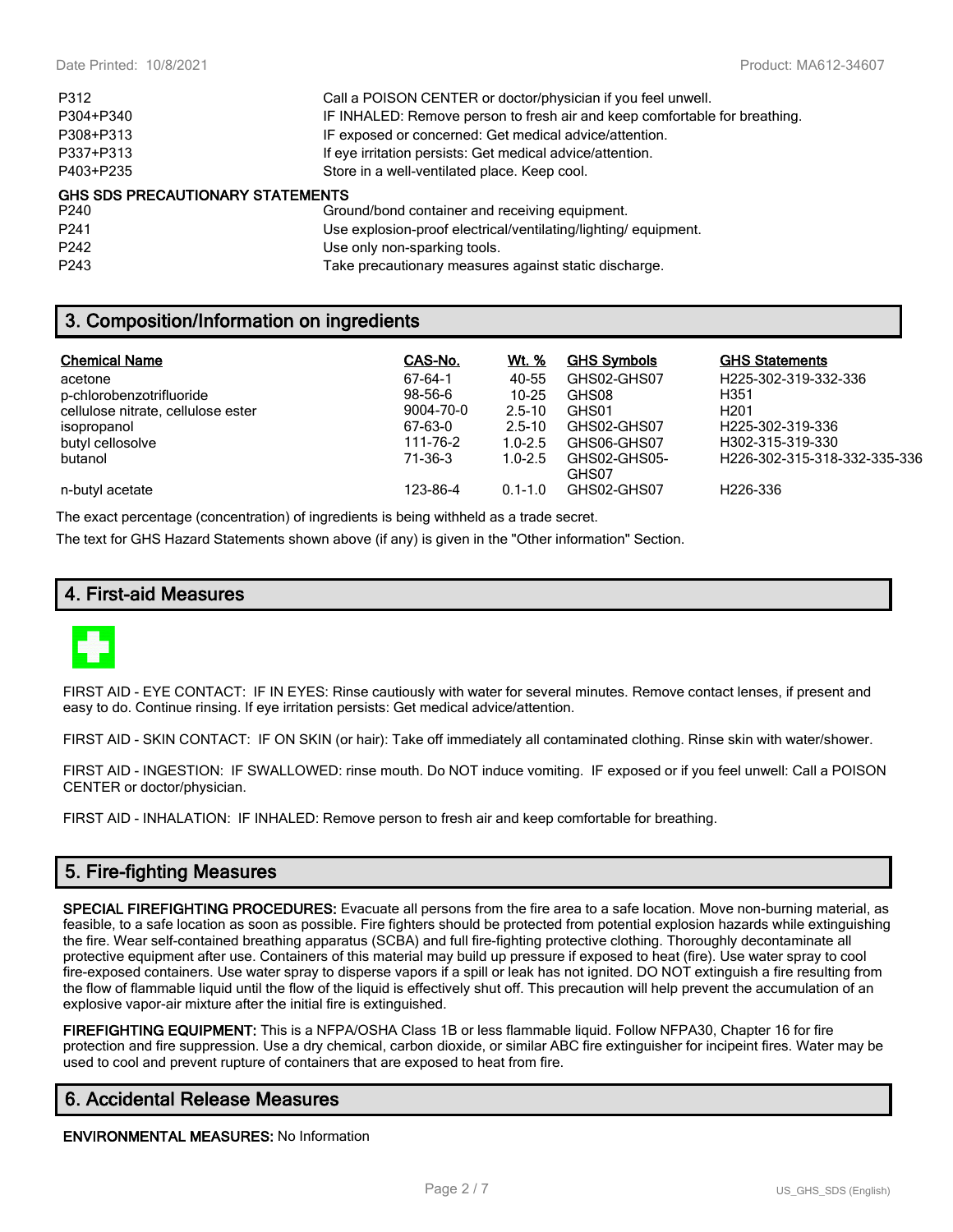| | |
|---|---|
| P312 | Call a POISON CENTER or doctor/physician if you feel unwell. |
| P304+P340 | IF INHALED: Remove person to fresh air and keep comfortable for breathing. |
| P308+P313 | IF exposed or concerned: Get medical advice/attention. |
| P337+P313 | If eye irritation persists: Get medical advice/attention. |
| P403+P235 | Store in a well-ventilated place. Keep cool. |

**GHS SDS PRECAUTIONARY STATEMENTS**

| | |
|---|---|
| P240 | Ground/bond container and receiving equipment. |
| P241 | Use explosion-proof electrical/ventilating/lighting/ equipment. |
| P242 | Use only non-sparking tools. |
| P243 | Take precautionary measures against static discharge. |

## 3. Composition/Information on ingredients

| Chemical Name | CAS-No. | Wt. % | GHS Symbols | GHS Statements |
|---|---|---|---|---|
| acetone | 67-64-1 | 40-55 | GHS02-GHS07 | H225-302-319-332-336 |
| p-chlorobenzotrifluoride | 98-56-6 | 10-25 | GHS08 | H351 |
| cellulose nitrate, cellulose ester | 9004-70-0 | 2.5-10 | GHS01 | H201 |
| isopropanol | 67-63-0 | 2.5-10 | GHS02-GHS07 | H225-302-319-336 |
| butyl cellosolve | 111-76-2 | 1.0-2.5 | GHS06-GHS07 | H302-315-319-330 |
| butanol | 71-36-3 | 1.0-2.5 | GHS02-GHS05-GHS07 | H226-302-315-318-332-335-336 |
| n-butyl acetate | 123-86-4 | 0.1-1.0 | GHS02-GHS07 | H226-336 |

The exact percentage (concentration) of ingredients is being withheld as a trade secret.

The text for GHS Hazard Statements shown above (if any) is given in the "Other information" Section.

## 4. First-aid Measures

FIRST AID - EYE CONTACT: IF IN EYES: Rinse cautiously with water for several minutes. Remove contact lenses, if present and easy to do. Continue rinsing. If eye irritation persists: Get medical advice/attention.

FIRST AID - SKIN CONTACT: IF ON SKIN (or hair): Take off immediately all contaminated clothing. Rinse skin with water/shower.

FIRST AID - INGESTION: IF SWALLOWED: rinse mouth. Do NOT induce vomiting. IF exposed or if you feel unwell: Call a POISON CENTER or doctor/physician.

FIRST AID - INHALATION: IF INHALED: Remove person to fresh air and keep comfortable for breathing.

## 5. Fire-fighting Measures

**SPECIAL FIREFIGHTING PROCEDURES:** Evacuate all persons from the fire area to a safe location. Move non-burning material, as feasible, to a safe location as soon as possible. Fire fighters should be protected from potential explosion hazards while extinguishing the fire. Wear self-contained breathing apparatus (SCBA) and full fire-fighting protective clothing. Thoroughly decontaminate all protective equipment after use. Containers of this material may build up pressure if exposed to heat (fire). Use water spray to cool fire-exposed containers. Use water spray to disperse vapors if a spill or leak has not ignited. DO NOT extinguish a fire resulting from the flow of flammable liquid until the flow of the liquid is effectively shut off. This precaution will help prevent the accumulation of an explosive vapor-air mixture after the initial fire is extinguished.

**FIREFIGHTING EQUIPMENT:** This is a NFPA/OSHA Class 1B or less flammable liquid. Follow NFPA30, Chapter 16 for fire protection and fire suppression. Use a dry chemical, carbon dioxide, or similar ABC fire extinguisher for incipeint fires. Water may be used to cool and prevent rupture of containers that are exposed to heat from fire.

## 6. Accidental Release Measures

**ENVIRONMENTAL MEASURES:** No Information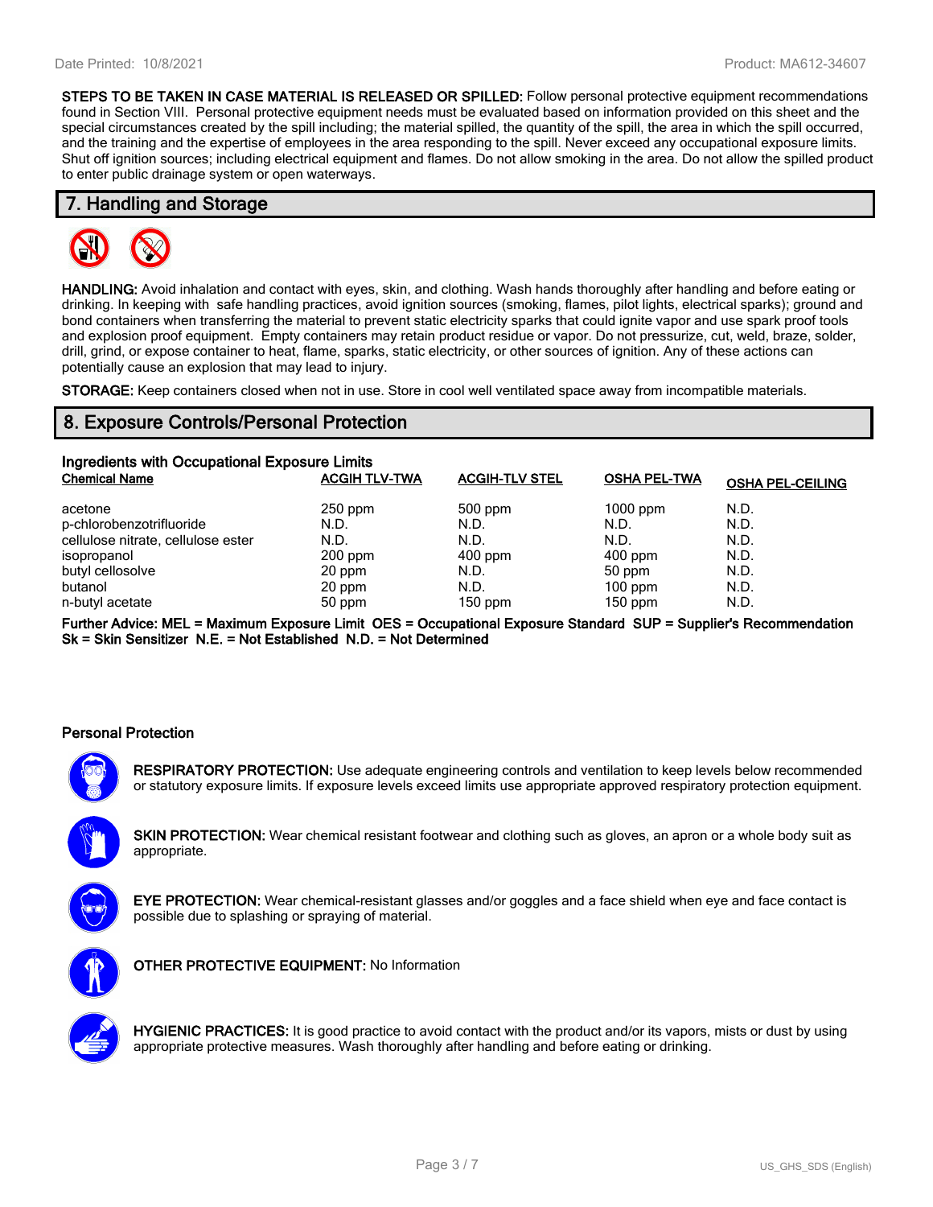**STEPS TO BE TAKEN IN CASE MATERIAL IS RELEASED OR SPILLED:** Follow personal protective equipment recommendations found in Section VIII. Personal protective equipment needs must be evaluated based on information provided on this sheet and the special circumstances created by the spill including; the material spilled, the quantity of the spill, the area in which the spill occurred, and the training and the expertise of employees in the area responding to the spill. Never exceed any occupational exposure limits. Shut off ignition sources; including electrical equipment and flames. Do not allow smoking in the area. Do not allow the spilled product to enter public drainage system or open waterways.

## 7. Handling and Storage

**HANDLING:** Avoid inhalation and contact with eyes, skin, and clothing. Wash hands thoroughly after handling and before eating or drinking. In keeping with safe handling practices, avoid ignition sources (smoking, flames, pilot lights, electrical sparks); ground and bond containers when transferring the material to prevent static electricity sparks that could ignite vapor and use spark proof tools and explosion proof equipment. Empty containers may retain product residue or vapor. Do not pressurize, cut, weld, braze, solder, drill, grind, or expose container to heat, flame, sparks, static electricity, or other sources of ignition. Any of these actions can potentially cause an explosion that may lead to injury.

**STORAGE:** Keep containers closed when not in use. Store in cool well ventilated space away from incompatible materials.

## 8. Exposure Controls/Personal Protection

### Ingredients with Occupational Exposure Limits

| Chemical Name | ACGIH TLV-TWA | ACGIH-TLV STEL | OSHA PEL-TWA | OSHA PEL-CEILING |
|---|---|---|---|---|
| acetone | 250 ppm | 500 ppm | 1000 ppm | N.D. |
| p-chlorobenzotrifluoride | N.D. | N.D. | N.D. | N.D. |
| cellulose nitrate, cellulose ester | N.D. | N.D. | N.D. | N.D. |
| isopropanol | 200 ppm | 400 ppm | 400 ppm | N.D. |
| butyl cellosolve | 20 ppm | N.D. | 50 ppm | N.D. |
| butanol | 20 ppm | N.D. | 100 ppm | N.D. |
| n-butyl acetate | 50 ppm | 150 ppm | 150 ppm | N.D. |

**Further Advice: MEL = Maximum Exposure Limit OES = Occupational Exposure Standard SUP = Supplier's Recommendation Sk = Skin Sensitizer N.E. = Not Established N.D. = Not Determined**

### Personal Protection

**RESPIRATORY PROTECTION:** Use adequate engineering controls and ventilation to keep levels below recommended or statutory exposure limits. If exposure levels exceed limits use appropriate approved respiratory protection equipment.

**SKIN PROTECTION:** Wear chemical resistant footwear and clothing such as gloves, an apron or a whole body suit as appropriate.

**EYE PROTECTION:** Wear chemical-resistant glasses and/or goggles and a face shield when eye and face contact is possible due to splashing or spraying of material.

**OTHER PROTECTIVE EQUIPMENT:** No Information

**HYGIENIC PRACTICES:** It is good practice to avoid contact with the product and/or its vapors, mists or dust by using appropriate protective measures. Wash thoroughly after handling and before eating or drinking.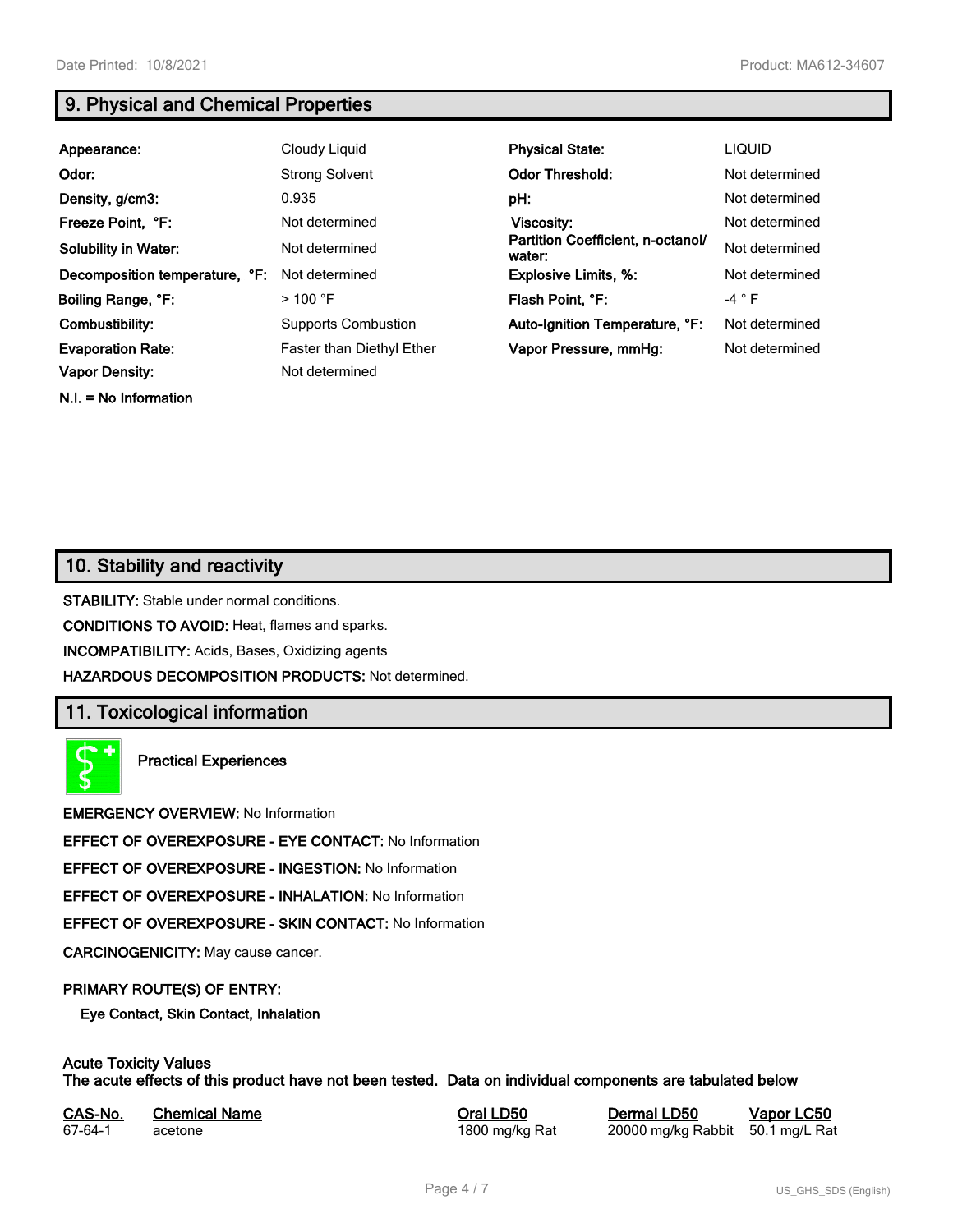## 9. Physical and Chemical Properties

| | | | |
|---|---|---|---|
| **Appearance:** | Cloudy Liquid | **Physical State:** | LIQUID |
| **Odor:** | Strong Solvent | **Odor Threshold:** | Not determined |
| **Density, g/cm3:** | 0.935 | **pH:** | Not determined |
| **Freeze Point, °F:** | Not determined | **Viscosity:** | Not determined |
| **Solubility in Water:** | Not determined | **Partition Coefficient, n-octanol/ water:** | Not determined |
| **Decomposition temperature, °F:** | Not determined | **Explosive Limits, %:** | Not determined |
| **Boiling Range, °F:** | > 100 °F | **Flash Point, °F:** | -4 ° F |
| **Combustibility:** | Supports Combustion | **Auto-Ignition Temperature, °F:** | Not determined |
| **Evaporation Rate:** | Faster than Diethyl Ether | **Vapor Pressure, mmHg:** | Not determined |
| **Vapor Density:** | Not determined | | |

**N.I. = No Information**

## 10. Stability and reactivity

**STABILITY:** Stable under normal conditions.

**CONDITIONS TO AVOID:** Heat, flames and sparks.

**INCOMPATIBILITY:** Acids, Bases, Oxidizing agents

**HAZARDOUS DECOMPOSITION PRODUCTS:** Not determined.

## 11. Toxicological information

**Practical Experiences**

**EMERGENCY OVERVIEW:** No Information

**EFFECT OF OVEREXPOSURE - EYE CONTACT:** No Information

**EFFECT OF OVEREXPOSURE - INGESTION:** No Information

**EFFECT OF OVEREXPOSURE - INHALATION:** No Information

**EFFECT OF OVEREXPOSURE - SKIN CONTACT:** No Information

**CARCINOGENICITY:** May cause cancer.

**PRIMARY ROUTE(S) OF ENTRY:**

**Eye Contact, Skin Contact, Inhalation**

**Acute Toxicity Values**
**The acute effects of this product have not been tested. Data on individual components are tabulated below**

| CAS-No. | Chemical Name | Oral LD50 | Dermal LD50 | Vapor LC50 |
|---|---|---|---|---|
| 67-64-1 | acetone | 1800 mg/kg Rat | 20000 mg/kg Rabbit | 50.1 mg/L Rat |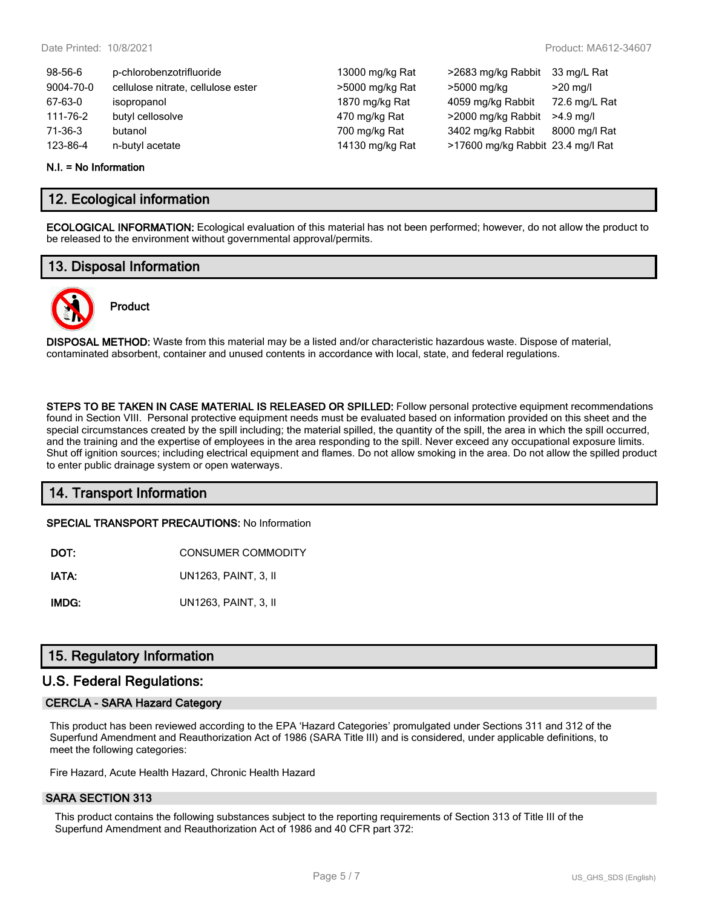| | | | | |
|---|---|---|---|---|
| 98-56-6 | p-chlorobenzotrifluoride | 13000 mg/kg Rat | >2683 mg/kg Rabbit | 33 mg/L Rat |
| 9004-70-0 | cellulose nitrate, cellulose ester | >5000 mg/kg Rat | >5000 mg/kg | >20 mg/l |
| 67-63-0 | isopropanol | 1870 mg/kg Rat | 4059 mg/kg Rabbit | 72.6 mg/L Rat |
| 111-76-2 | butyl cellosolve | 470 mg/kg Rat | >2000 mg/kg Rabbit | >4.9 mg/l |
| 71-36-3 | butanol | 700 mg/kg Rat | 3402 mg/kg Rabbit | 8000 mg/l Rat |
| 123-86-4 | n-butyl acetate | 14130 mg/kg Rat | >17600 mg/kg Rabbit | 23.4 mg/l Rat |

**N.I. = No Information**

## 12. Ecological information

**ECOLOGICAL INFORMATION:** Ecological evaluation of this material has not been performed; however, do not allow the product to be released to the environment without governmental approval/permits.

## 13. Disposal Information

**Product**

**DISPOSAL METHOD:** Waste from this material may be a listed and/or characteristic hazardous waste. Dispose of material, contaminated absorbent, container and unused contents in accordance with local, state, and federal regulations.

**STEPS TO BE TAKEN IN CASE MATERIAL IS RELEASED OR SPILLED:** Follow personal protective equipment recommendations found in Section VIII. Personal protective equipment needs must be evaluated based on information provided on this sheet and the special circumstances created by the spill including; the material spilled, the quantity of the spill, the area in which the spill occurred, and the training and the expertise of employees in the area responding to the spill. Never exceed any occupational exposure limits. Shut off ignition sources; including electrical equipment and flames. Do not allow smoking in the area. Do not allow the spilled product to enter public drainage system or open waterways.

## 14. Transport Information

**SPECIAL TRANSPORT PRECAUTIONS:** No Information

| | |
|---|---|
| **DOT:** | CONSUMER COMMODITY |
| **IATA:** | UN1263, PAINT, 3, II |
| **IMDG:** | UN1263, PAINT, 3, II |

## 15. Regulatory Information

## U.S. Federal Regulations:

### CERCLA - SARA Hazard Category

This product has been reviewed according to the EPA 'Hazard Categories' promulgated under Sections 311 and 312 of the Superfund Amendment and Reauthorization Act of 1986 (SARA Title III) and is considered, under applicable definitions, to meet the following categories:

Fire Hazard, Acute Health Hazard, Chronic Health Hazard

### SARA SECTION 313

This product contains the following substances subject to the reporting requirements of Section 313 of Title III of the Superfund Amendment and Reauthorization Act of 1986 and 40 CFR part 372: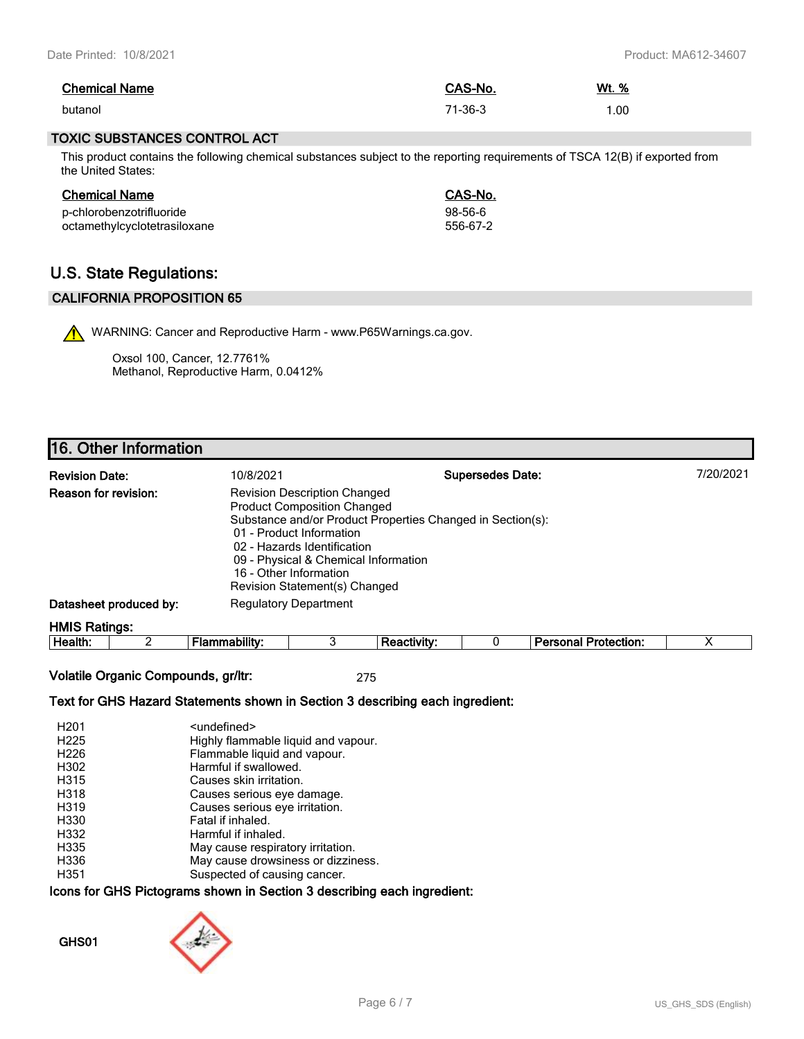| Chemical Name | CAS-No. | Wt. % |
|---|---|---|
| butanol | 71-36-3 | 1.00 |

## TOXIC SUBSTANCES CONTROL ACT

This product contains the following chemical substances subject to the reporting requirements of TSCA 12(B) if exported from the United States:

| Chemical Name | CAS-No. |
|---|---|
| p-chlorobenzotrifluoride | 98-56-6 |
| octamethylcyclotetrasiloxane | 556-67-2 |

## U.S. State Regulations:

### CALIFORNIA PROPOSITION 65

WARNING: Cancer and Reproductive Harm - www.P65Warnings.ca.gov.

Oxsol 100, Cancer, 12.7761%
Methanol, Reproductive Harm, 0.0412%

# 16. Other Information

**Revision Date:** 10/8/2021

**Supersedes Date:** 7/20/2021

**Reason for revision:**
Revision Description Changed
Product Composition Changed
Substance and/or Product Properties Changed in Section(s):
01 - Product Information
02 - Hazards Identification
09 - Physical & Chemical Information
16 - Other Information
Revision Statement(s) Changed

**Datasheet produced by:** Regulatory Department

**HMIS Ratings:**

| Health: | 2 | Flammability: | 3 | Reactivity: | 0 | Personal Protection: | X |
|---|---|---|---|---|---|---|---|

**Volatile Organic Compounds, gr/ltr:** 275

**Text for GHS Hazard Statements shown in Section 3 describing each ingredient:**

| | |
|---|---|
| H201 | <undefined> |
| H225 | Highly flammable liquid and vapour. |
| H226 | Flammable liquid and vapour. |
| H302 | Harmful if swallowed. |
| H315 | Causes skin irritation. |
| H318 | Causes serious eye damage. |
| H319 | Causes serious eye irritation. |
| H330 | Fatal if inhaled. |
| H332 | Harmful if inhaled. |
| H335 | May cause respiratory irritation. |
| H336 | May cause drowsiness or dizziness. |
| H351 | Suspected of causing cancer. |

**Icons for GHS Pictograms shown in Section 3 describing each ingredient:**

GHS01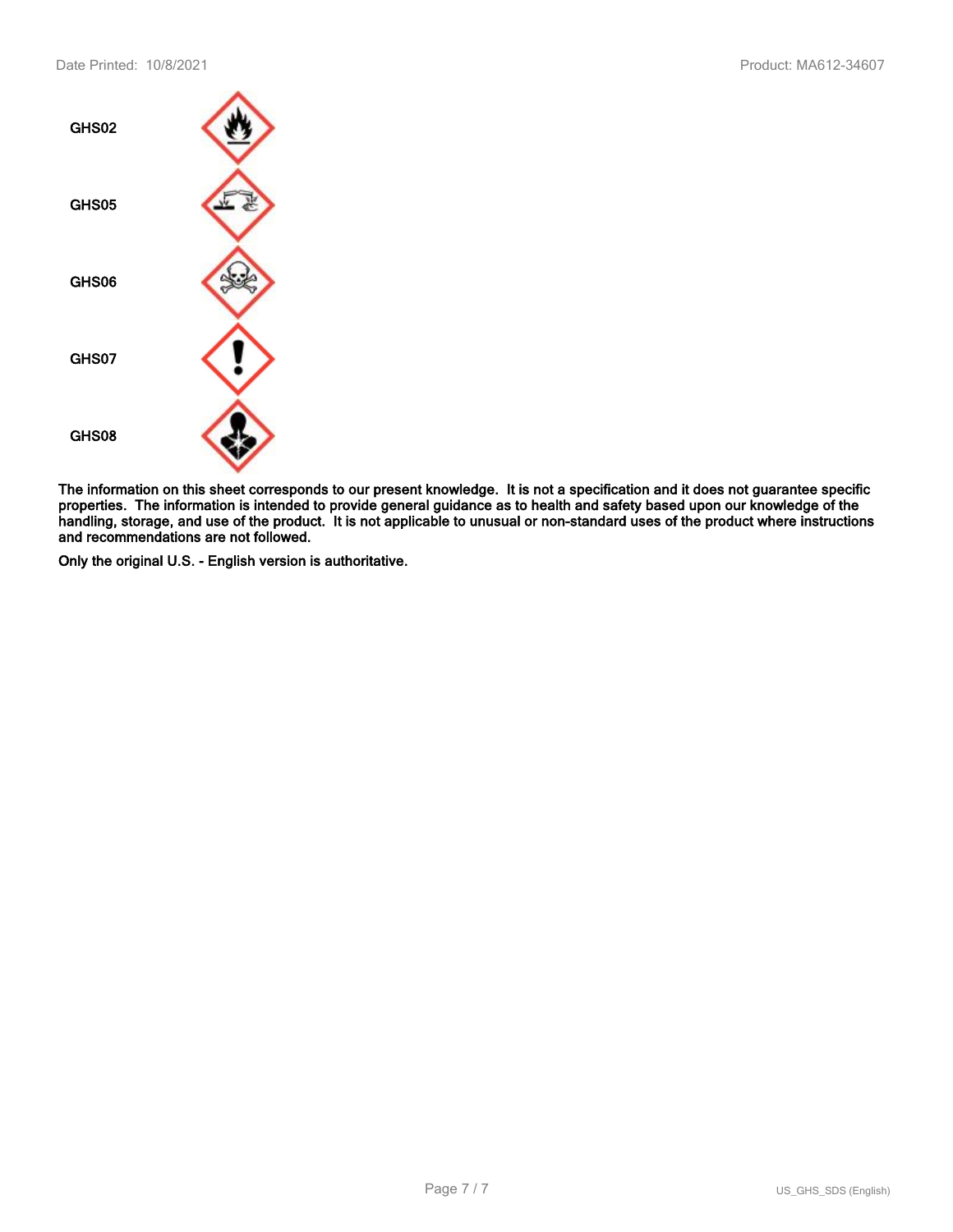GHS02

GHS05

GHS06

GHS07

GHS08

**The information on this sheet corresponds to our present knowledge. It is not a specification and it does not guarantee specific properties. The information is intended to provide general guidance as to health and safety based upon our knowledge of the handling, storage, and use of the product. It is not applicable to unusual or non-standard uses of the product where instructions and recommendations are not followed.**

**Only the original U.S. - English version is authoritative.**